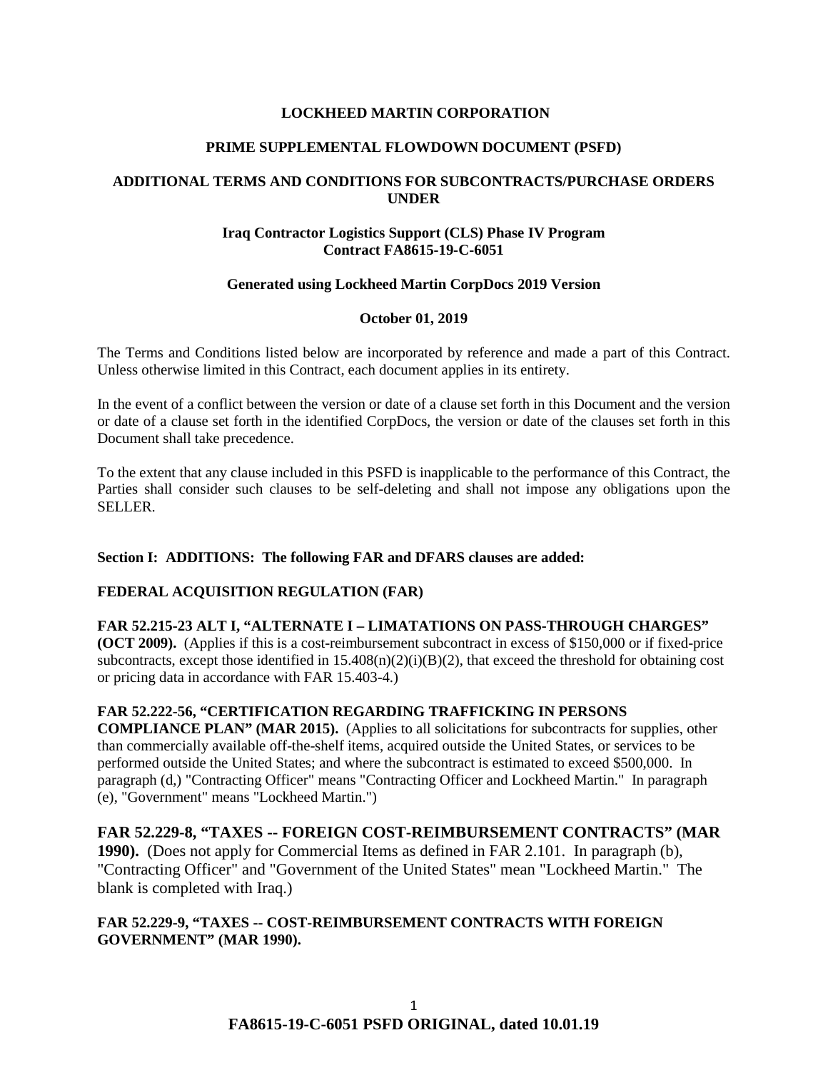**LOCKHEED MARTIN CORPORATION**

**PRIME SUPPLEMENTAL FLOWDOWN DOCUMENT (PSFD)**

**ADDITIONAL TERMS AND CONDITIONS FOR SUBCONTRACTS/PURCHASE ORDERS UNDER**

**Iraq Contractor Logistics Support (CLS) Phase IV Program**
**Contract FA8615-19-C-6051**

**Generated using Lockheed Martin CorpDocs 2019 Version**

**October 01, 2019**

The Terms and Conditions listed below are incorporated by reference and made a part of this Contract. Unless otherwise limited in this Contract, each document applies in its entirety.

In the event of a conflict between the version or date of a clause set forth in this Document and the version or date of a clause set forth in the identified CorpDocs, the version or date of the clauses set forth in this Document shall take precedence.

To the extent that any clause included in this PSFD is inapplicable to the performance of this Contract, the Parties shall consider such clauses to be self-deleting and shall not impose any obligations upon the SELLER.

**Section I: ADDITIONS: The following FAR and DFARS clauses are added:**

**FEDERAL ACQUISITION REGULATION (FAR)**

**FAR 52.215-23 ALT I, "ALTERNATE I – LIMATATIONS ON PASS-THROUGH CHARGES" (OCT 2009).** (Applies if this is a cost-reimbursement subcontract in excess of $150,000 or if fixed-price subcontracts, except those identified in 15.408(n)(2)(i)(B)(2), that exceed the threshold for obtaining cost or pricing data in accordance with FAR 15.403-4.)

**FAR 52.222-56, "CERTIFICATION REGARDING TRAFFICKING IN PERSONS COMPLIANCE PLAN" (MAR 2015).** (Applies to all solicitations for subcontracts for supplies, other than commercially available off-the-shelf items, acquired outside the United States, or services to be performed outside the United States; and where the subcontract is estimated to exceed $500,000. In paragraph (d,) "Contracting Officer" means "Contracting Officer and Lockheed Martin." In paragraph (e), "Government" means "Lockheed Martin.")

**FAR 52.229-8, "TAXES -- FOREIGN COST-REIMBURSEMENT CONTRACTS" (MAR 1990).** (Does not apply for Commercial Items as defined in FAR 2.101. In paragraph (b), "Contracting Officer" and "Government of the United States" mean "Lockheed Martin." The blank is completed with Iraq.)

**FAR 52.229-9, "TAXES -- COST-REIMBURSEMENT CONTRACTS WITH FOREIGN GOVERNMENT" (MAR 1990).**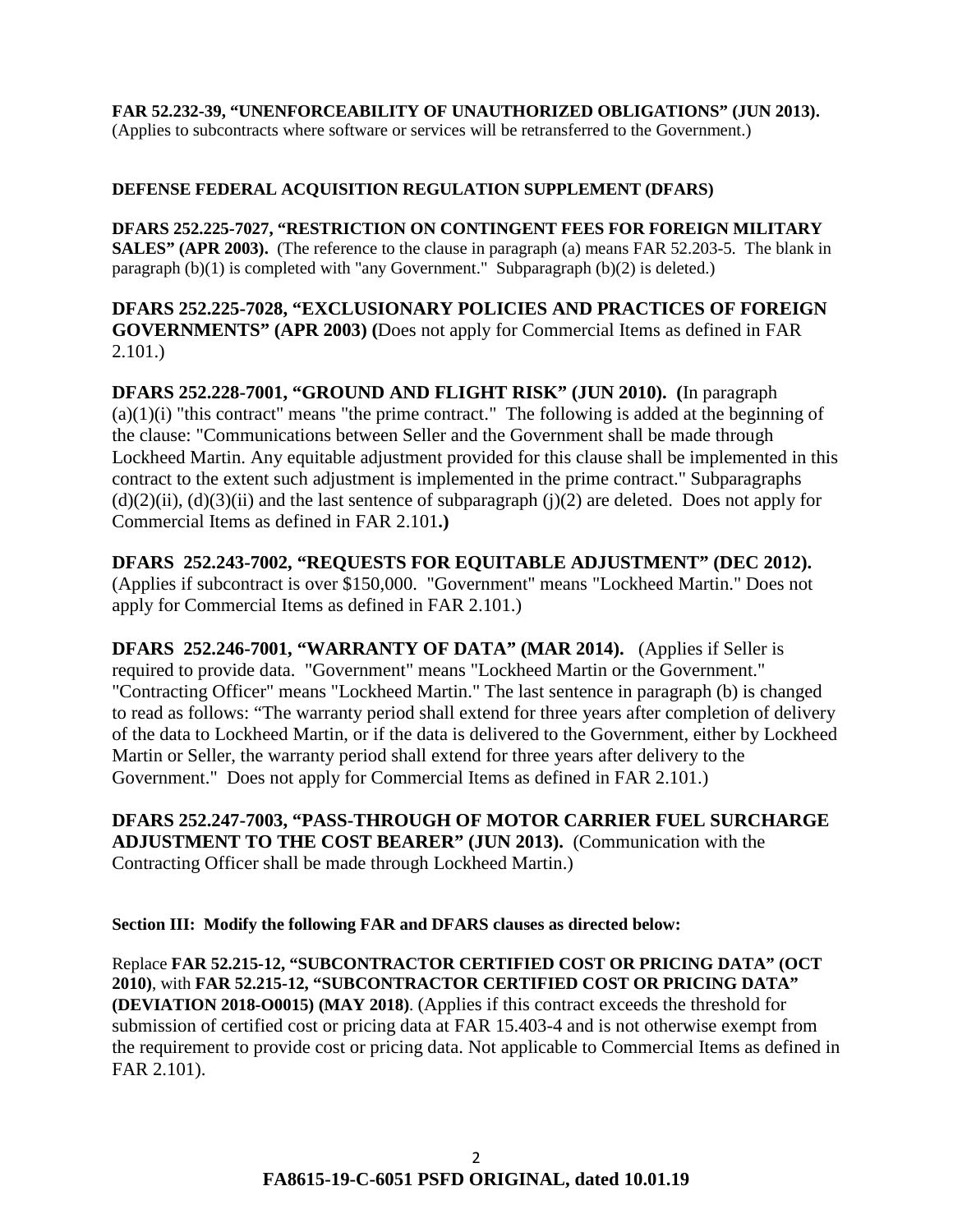**FAR 52.232-39, "UNENFORCEABILITY OF UNAUTHORIZED OBLIGATIONS" (JUN 2013).** (Applies to subcontracts where software or services will be retransferred to the Government.)

**DEFENSE FEDERAL ACQUISITION REGULATION SUPPLEMENT (DFARS)**

**DFARS 252.225-7027, "RESTRICTION ON CONTINGENT FEES FOR FOREIGN MILITARY SALES" (APR 2003).** (The reference to the clause in paragraph (a) means FAR 52.203-5. The blank in paragraph (b)(1) is completed with "any Government." Subparagraph (b)(2) is deleted.)

**DFARS 252.225-7028, "EXCLUSIONARY POLICIES AND PRACTICES OF FOREIGN GOVERNMENTS" (APR 2003) (**Does not apply for Commercial Items as defined in FAR 2.101.)

**DFARS 252.228-7001, "GROUND AND FLIGHT RISK" (JUN 2010). (**In paragraph (a)(1)(i) "this contract" means "the prime contract." The following is added at the beginning of the clause: "Communications between Seller and the Government shall be made through Lockheed Martin. Any equitable adjustment provided for this clause shall be implemented in this contract to the extent such adjustment is implemented in the prime contract." Subparagraphs (d)(2)(ii), (d)(3)(ii) and the last sentence of subparagraph (j)(2) are deleted. Does not apply for Commercial Items as defined in FAR 2.101**.)**

**DFARS 252.243-7002, "REQUESTS FOR EQUITABLE ADJUSTMENT" (DEC 2012).** (Applies if subcontract is over $150,000. "Government" means "Lockheed Martin." Does not apply for Commercial Items as defined in FAR 2.101.)

**DFARS 252.246-7001, "WARRANTY OF DATA" (MAR 2014).** (Applies if Seller is required to provide data. "Government" means "Lockheed Martin or the Government." "Contracting Officer" means "Lockheed Martin." The last sentence in paragraph (b) is changed to read as follows: "The warranty period shall extend for three years after completion of delivery of the data to Lockheed Martin, or if the data is delivered to the Government, either by Lockheed Martin or Seller, the warranty period shall extend for three years after delivery to the Government." Does not apply for Commercial Items as defined in FAR 2.101.)

**DFARS 252.247-7003, "PASS-THROUGH OF MOTOR CARRIER FUEL SURCHARGE ADJUSTMENT TO THE COST BEARER" (JUN 2013).** (Communication with the Contracting Officer shall be made through Lockheed Martin.)

**Section III: Modify the following FAR and DFARS clauses as directed below:**

Replace **FAR 52.215-12, "SUBCONTRACTOR CERTIFIED COST OR PRICING DATA" (OCT 2010)**, with **FAR 52.215-12, "SUBCONTRACTOR CERTIFIED COST OR PRICING DATA" (DEVIATION 2018-O0015) (MAY 2018)**. (Applies if this contract exceeds the threshold for submission of certified cost or pricing data at FAR 15.403-4 and is not otherwise exempt from the requirement to provide cost or pricing data. Not applicable to Commercial Items as defined in FAR 2.101).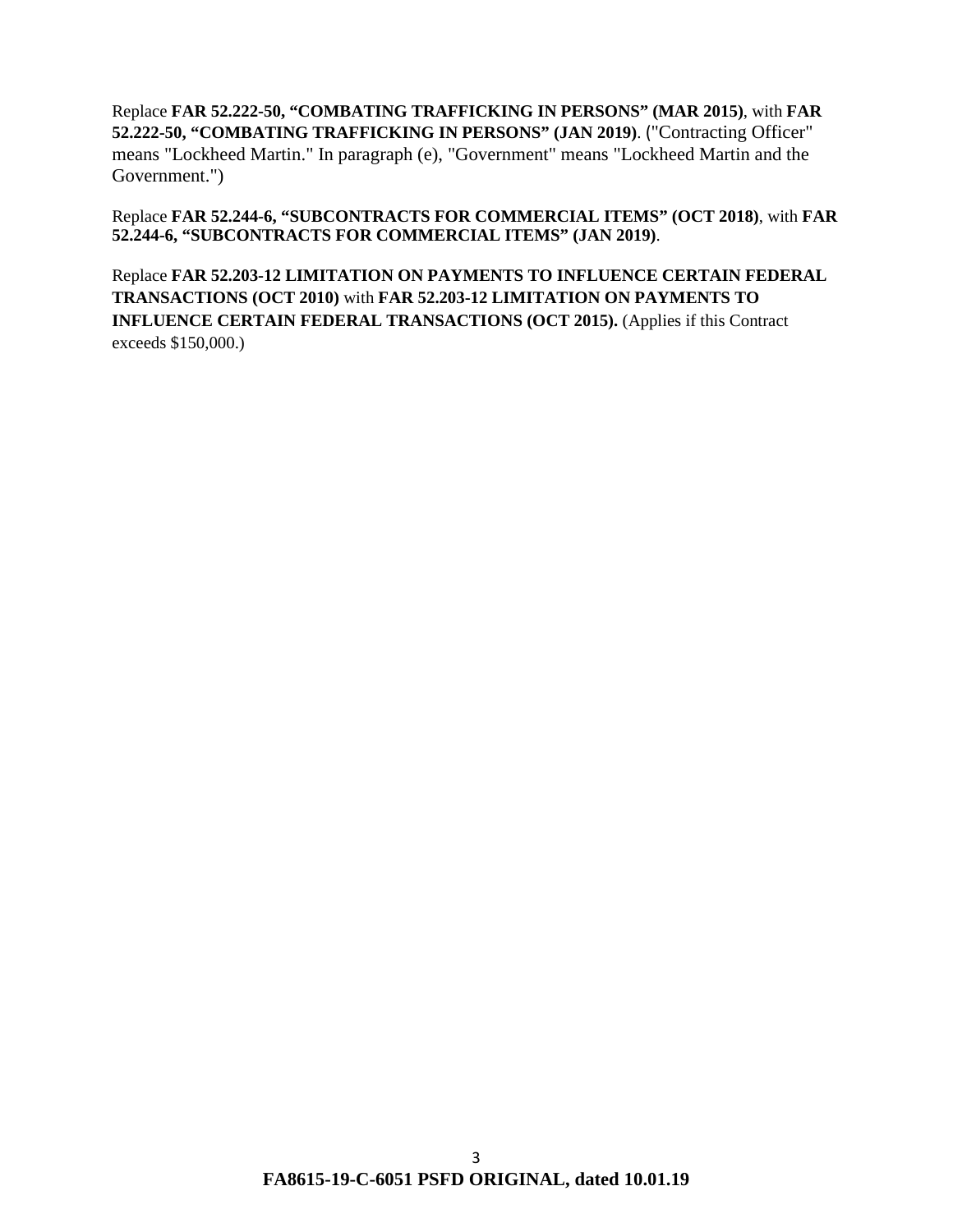Replace **FAR 52.222-50, "COMBATING TRAFFICKING IN PERSONS" (MAR 2015)**, with **FAR 52.222-50, "COMBATING TRAFFICKING IN PERSONS" (JAN 2019)**. ("Contracting Officer" means "Lockheed Martin." In paragraph (e), "Government" means "Lockheed Martin and the Government.")

Replace **FAR 52.244-6, "SUBCONTRACTS FOR COMMERCIAL ITEMS" (OCT 2018)**, with **FAR 52.244-6, "SUBCONTRACTS FOR COMMERCIAL ITEMS" (JAN 2019)**.

Replace **FAR 52.203-12 LIMITATION ON PAYMENTS TO INFLUENCE CERTAIN FEDERAL TRANSACTIONS (OCT 2010)** with **FAR 52.203-12 LIMITATION ON PAYMENTS TO INFLUENCE CERTAIN FEDERAL TRANSACTIONS (OCT 2015).** (Applies if this Contract exceeds $150,000.)

**FA8615-19-C-6051 PSFD ORIGINAL, dated 10.01.19**